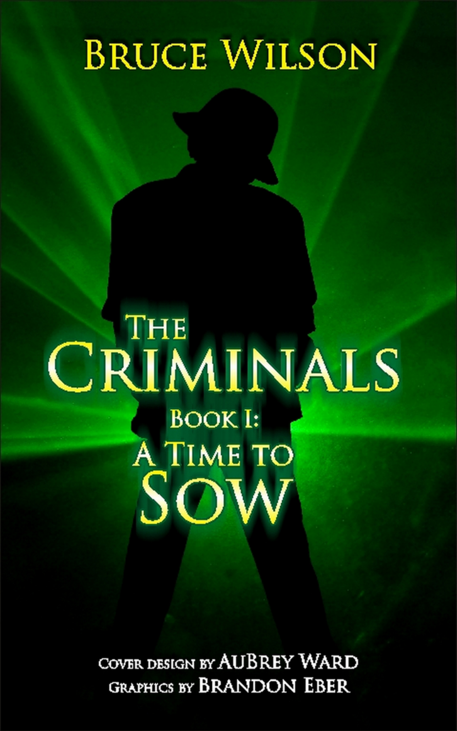Bruce Wilson

# The Criminals

## Book I: A Time to Sow

Cover design by AuBrey Ward
Graphics by Brandon Eber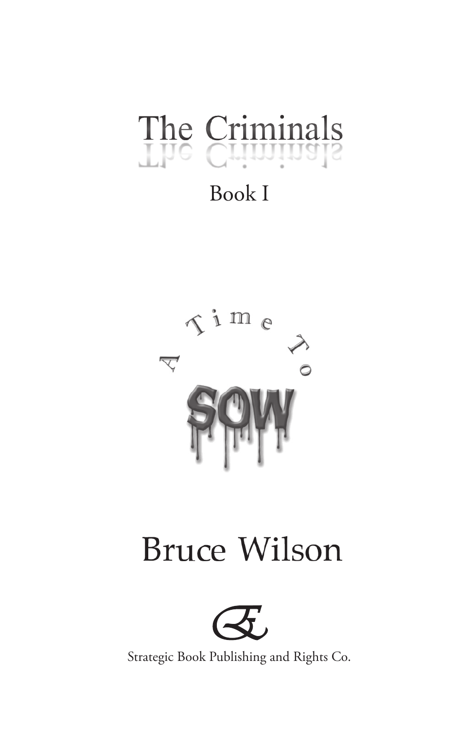# The Criminals

## Book I

## A Time To SOW

## Bruce Wilson

Strategic Book Publishing and Rights Co.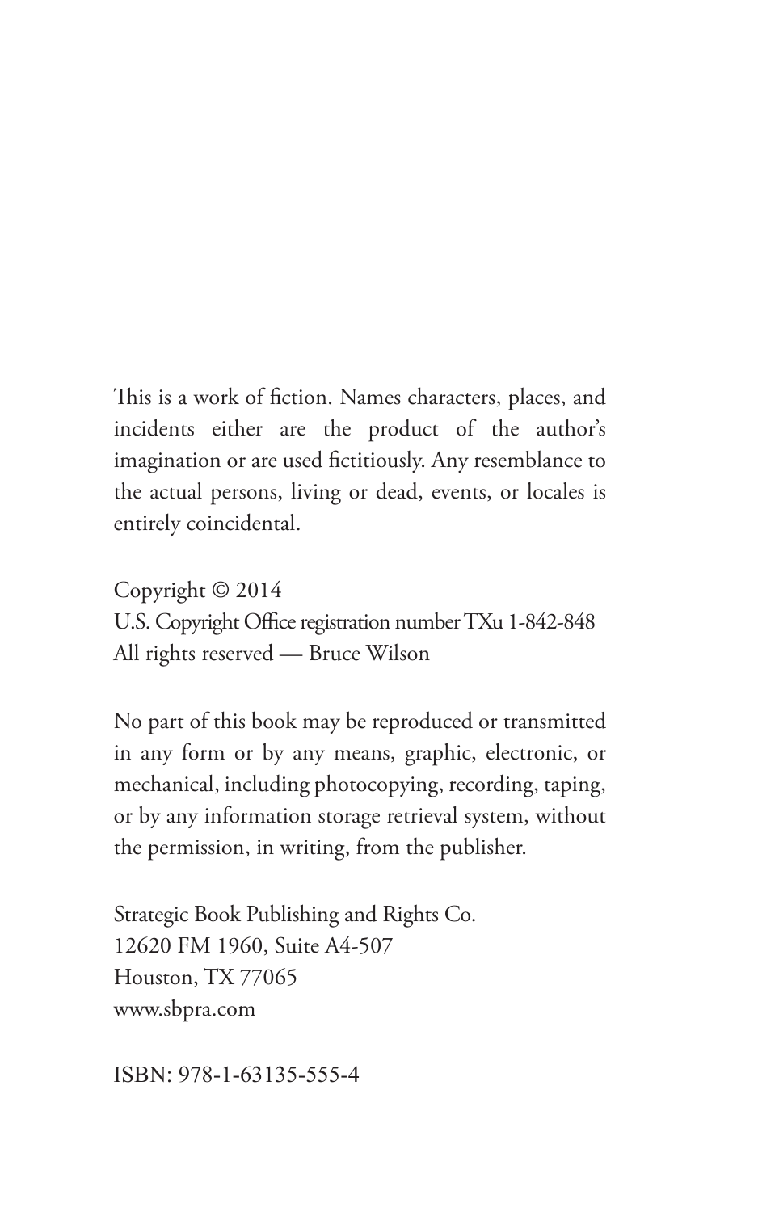This is a work of fiction. Names characters, places, and incidents either are the product of the author's imagination or are used fictitiously. Any resemblance to the actual persons, living or dead, events, or locales is entirely coincidental.

Copyright © 2014
U.S. Copyright Office registration number TXu 1-842-848
All rights reserved — Bruce Wilson

No part of this book may be reproduced or transmitted in any form or by any means, graphic, electronic, or mechanical, including photocopying, recording, taping, or by any information storage retrieval system, without the permission, in writing, from the publisher.

Strategic Book Publishing and Rights Co.
12620 FM 1960, Suite A4-507
Houston, TX 77065
www.sbpra.com

ISBN: 978-1-63135-555-4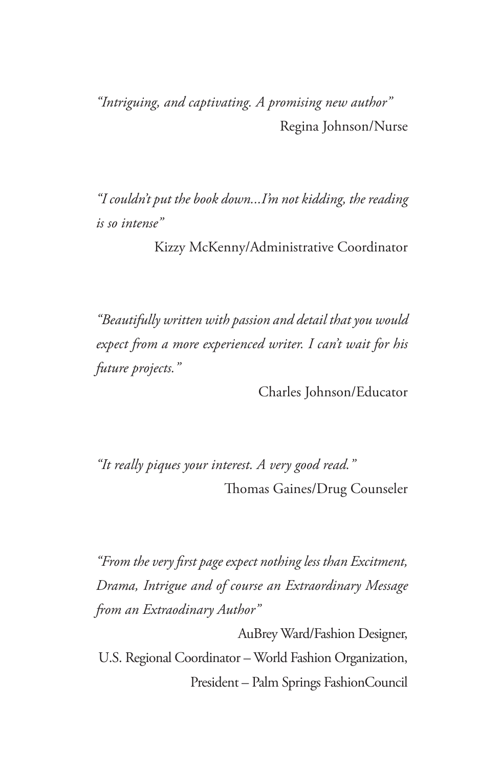*"Intriguing, and captivating. A promising new author"*

Regina Johnson/Nurse

*"I couldn't put the book down...I'm not kidding, the reading is so intense"*

Kizzy McKenny/Administrative Coordinator

*"Beautifully written with passion and detail that you would expect from a more experienced writer. I can't wait for his future projects."*

Charles Johnson/Educator

*"It really piques your interest. A very good read."*

Thomas Gaines/Drug Counseler

*"From the very first page expect nothing less than Excitment, Drama, Intrigue and of course an Extraordinary Message from an Extraodinary Author"*

AuBrey Ward/Fashion Designer,
U.S. Regional Coordinator – World Fashion Organization,
President – Palm Springs FashionCouncil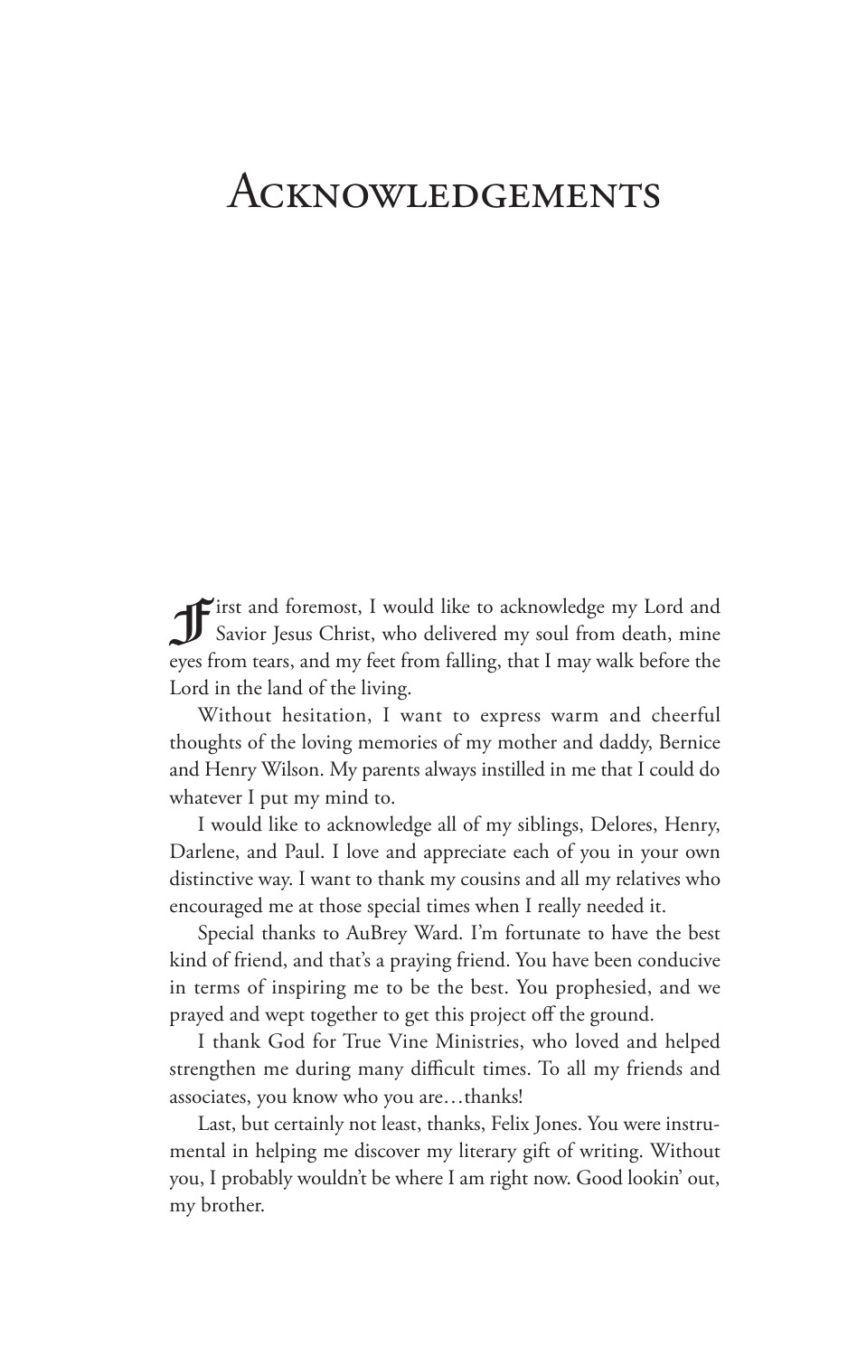# Acknowledgements

First and foremost, I would like to acknowledge my Lord and Savior Jesus Christ, who delivered my soul from death, mine eyes from tears, and my feet from falling, that I may walk before the Lord in the land of the living.

Without hesitation, I want to express warm and cheerful thoughts of the loving memories of my mother and daddy, Bernice and Henry Wilson. My parents always instilled in me that I could do whatever I put my mind to.

I would like to acknowledge all of my siblings, Delores, Henry, Darlene, and Paul. I love and appreciate each of you in your own distinctive way. I want to thank my cousins and all my relatives who encouraged me at those special times when I really needed it.

Special thanks to AuBrey Ward. I'm fortunate to have the best kind of friend, and that's a praying friend. You have been conducive in terms of inspiring me to be the best. You prophesied, and we prayed and wept together to get this project off the ground.

I thank God for True Vine Ministries, who loved and helped strengthen me during many difficult times. To all my friends and associates, you know who you are…thanks!

Last, but certainly not least, thanks, Felix Jones. You were instrumental in helping me discover my literary gift of writing. Without you, I probably wouldn't be where I am right now. Good lookin' out, my brother.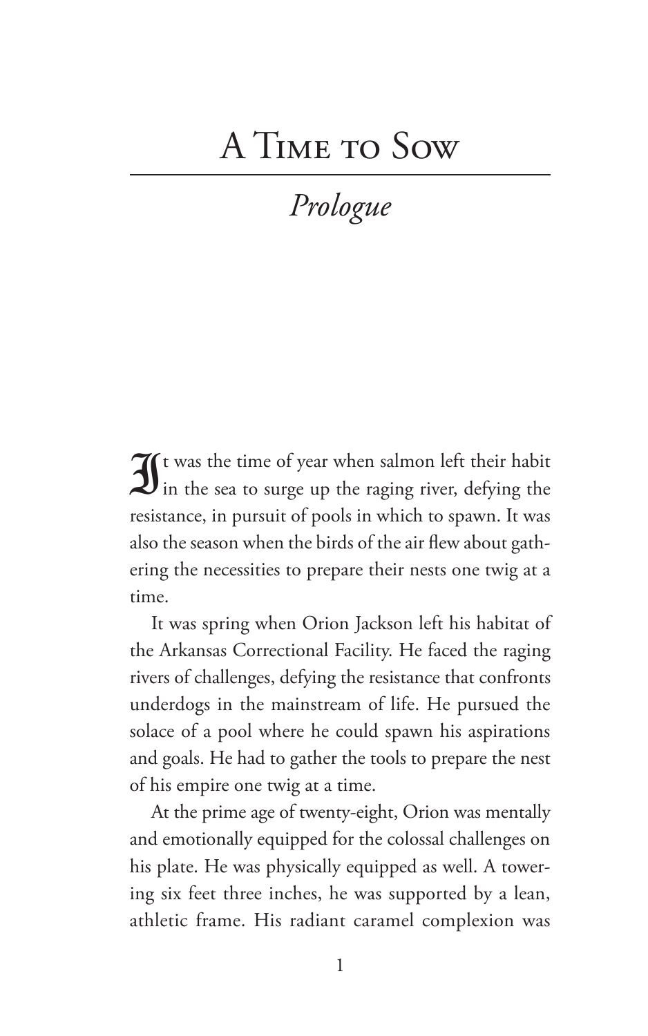# A Time to Sow

## *Prologue*

It was the time of year when salmon left their habit in the sea to surge up the raging river, defying the resistance, in pursuit of pools in which to spawn. It was also the season when the birds of the air flew about gathering the necessities to prepare their nests one twig at a time.

It was spring when Orion Jackson left his habitat of the Arkansas Correctional Facility. He faced the raging rivers of challenges, defying the resistance that confronts underdogs in the mainstream of life. He pursued the solace of a pool where he could spawn his aspirations and goals. He had to gather the tools to prepare the nest of his empire one twig at a time.

At the prime age of twenty-eight, Orion was mentally and emotionally equipped for the colossal challenges on his plate. He was physically equipped as well. A towering six feet three inches, he was supported by a lean, athletic frame. His radiant caramel complexion was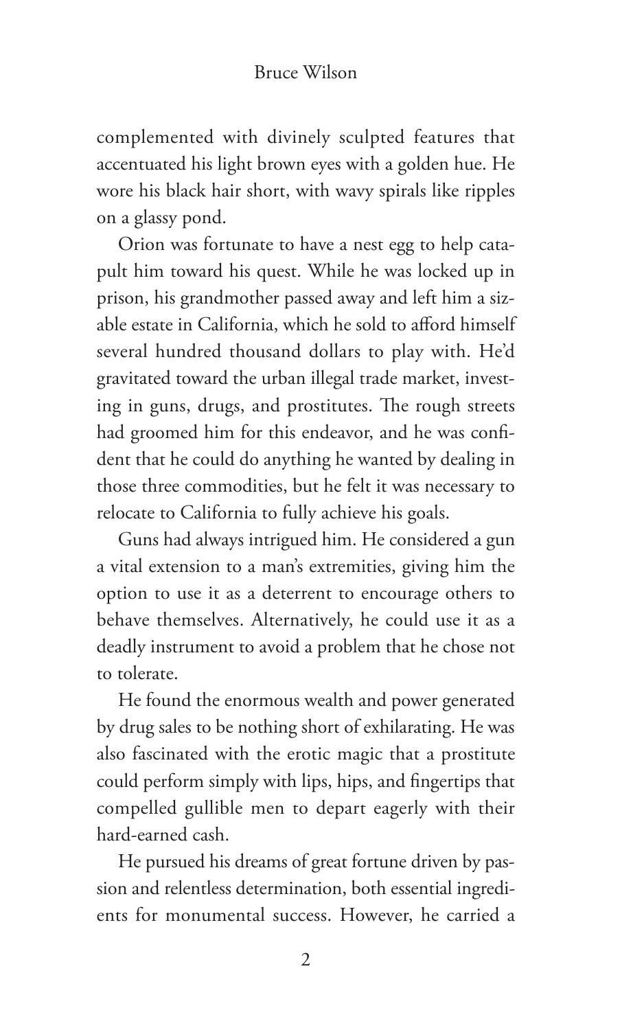complemented with divinely sculpted features that accentuated his light brown eyes with a golden hue. He wore his black hair short, with wavy spirals like ripples on a glassy pond.

Orion was fortunate to have a nest egg to help catapult him toward his quest. While he was locked up in prison, his grandmother passed away and left him a sizable estate in California, which he sold to afford himself several hundred thousand dollars to play with. He'd gravitated toward the urban illegal trade market, investing in guns, drugs, and prostitutes. The rough streets had groomed him for this endeavor, and he was confident that he could do anything he wanted by dealing in those three commodities, but he felt it was necessary to relocate to California to fully achieve his goals.

Guns had always intrigued him. He considered a gun a vital extension to a man's extremities, giving him the option to use it as a deterrent to encourage others to behave themselves. Alternatively, he could use it as a deadly instrument to avoid a problem that he chose not to tolerate.

He found the enormous wealth and power generated by drug sales to be nothing short of exhilarating. He was also fascinated with the erotic magic that a prostitute could perform simply with lips, hips, and fingertips that compelled gullible men to depart eagerly with their hard-earned cash.

He pursued his dreams of great fortune driven by passion and relentless determination, both essential ingredients for monumental success. However, he carried a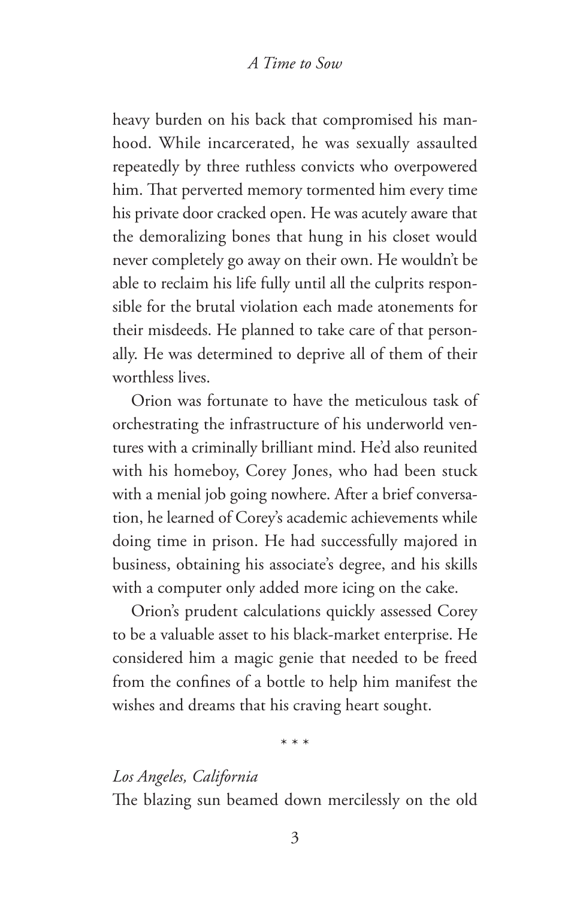heavy burden on his back that compromised his manhood. While incarcerated, he was sexually assaulted repeatedly by three ruthless convicts who overpowered him. That perverted memory tormented him every time his private door cracked open. He was acutely aware that the demoralizing bones that hung in his closet would never completely go away on their own. He wouldn't be able to reclaim his life fully until all the culprits responsible for the brutal violation each made atonements for their misdeeds. He planned to take care of that personally. He was determined to deprive all of them of their worthless lives.

Orion was fortunate to have the meticulous task of orchestrating the infrastructure of his underworld ventures with a criminally brilliant mind. He'd also reunited with his homeboy, Corey Jones, who had been stuck with a menial job going nowhere. After a brief conversation, he learned of Corey's academic achievements while doing time in prison. He had successfully majored in business, obtaining his associate's degree, and his skills with a computer only added more icing on the cake.

Orion's prudent calculations quickly assessed Corey to be a valuable asset to his black-market enterprise. He considered him a magic genie that needed to be freed from the confines of a bottle to help him manifest the wishes and dreams that his craving heart sought.

\* \* \*

*Los Angeles, California*

The blazing sun beamed down mercilessly on the old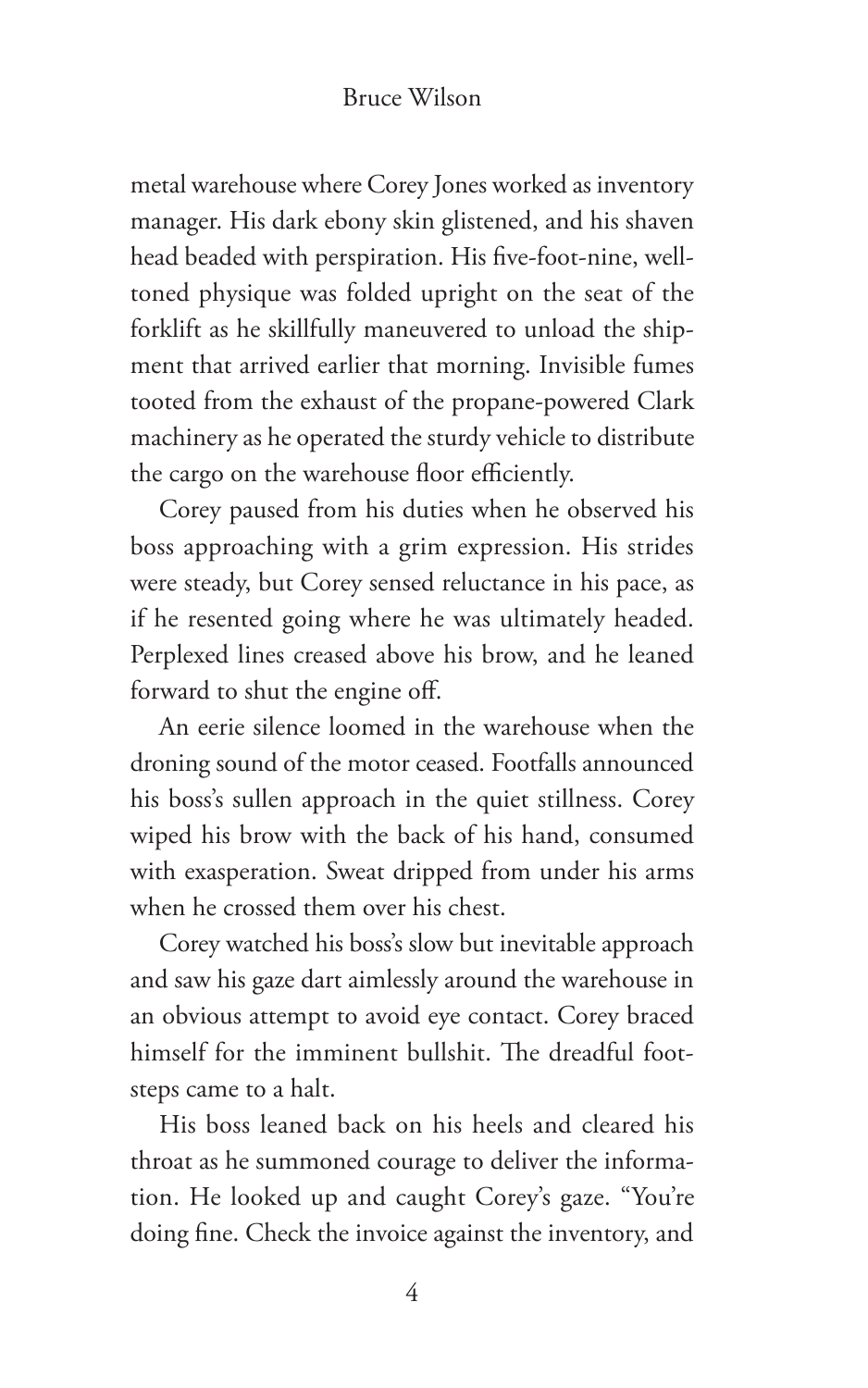metal warehouse where Corey Jones worked as inventory manager. His dark ebony skin glistened, and his shaven head beaded with perspiration. His five-foot-nine, well-toned physique was folded upright on the seat of the forklift as he skillfully maneuvered to unload the shipment that arrived earlier that morning. Invisible fumes tooted from the exhaust of the propane-powered Clark machinery as he operated the sturdy vehicle to distribute the cargo on the warehouse floor efficiently.

Corey paused from his duties when he observed his boss approaching with a grim expression. His strides were steady, but Corey sensed reluctance in his pace, as if he resented going where he was ultimately headed. Perplexed lines creased above his brow, and he leaned forward to shut the engine off.

An eerie silence loomed in the warehouse when the droning sound of the motor ceased. Footfalls announced his boss's sullen approach in the quiet stillness. Corey wiped his brow with the back of his hand, consumed with exasperation. Sweat dripped from under his arms when he crossed them over his chest.

Corey watched his boss's slow but inevitable approach and saw his gaze dart aimlessly around the warehouse in an obvious attempt to avoid eye contact. Corey braced himself for the imminent bullshit. The dreadful footsteps came to a halt.

His boss leaned back on his heels and cleared his throat as he summoned courage to deliver the information. He looked up and caught Corey's gaze. "You're doing fine. Check the invoice against the inventory, and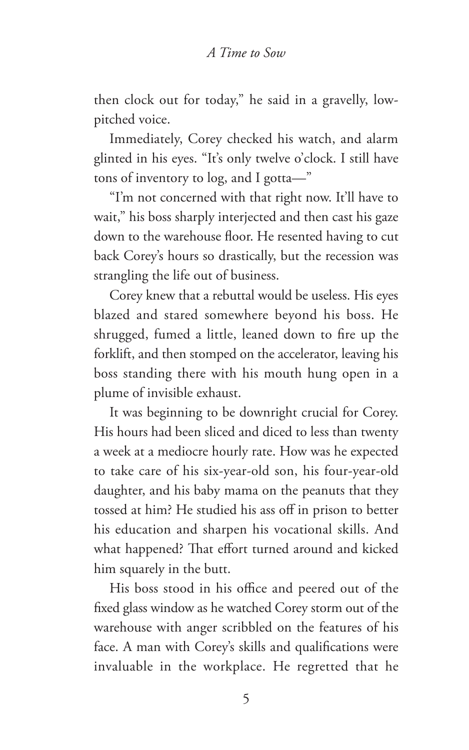then clock out for today," he said in a gravelly, low-pitched voice.

Immediately, Corey checked his watch, and alarm glinted in his eyes. "It's only twelve o'clock. I still have tons of inventory to log, and I gotta—"

"I'm not concerned with that right now. It'll have to wait," his boss sharply interjected and then cast his gaze down to the warehouse floor. He resented having to cut back Corey's hours so drastically, but the recession was strangling the life out of business.

Corey knew that a rebuttal would be useless. His eyes blazed and stared somewhere beyond his boss. He shrugged, fumed a little, leaned down to fire up the forklift, and then stomped on the accelerator, leaving his boss standing there with his mouth hung open in a plume of invisible exhaust.

It was beginning to be downright crucial for Corey. His hours had been sliced and diced to less than twenty a week at a mediocre hourly rate. How was he expected to take care of his six-year-old son, his four-year-old daughter, and his baby mama on the peanuts that they tossed at him? He studied his ass off in prison to better his education and sharpen his vocational skills. And what happened? That effort turned around and kicked him squarely in the butt.

His boss stood in his office and peered out of the fixed glass window as he watched Corey storm out of the warehouse with anger scribbled on the features of his face. A man with Corey's skills and qualifications were invaluable in the workplace. He regretted that he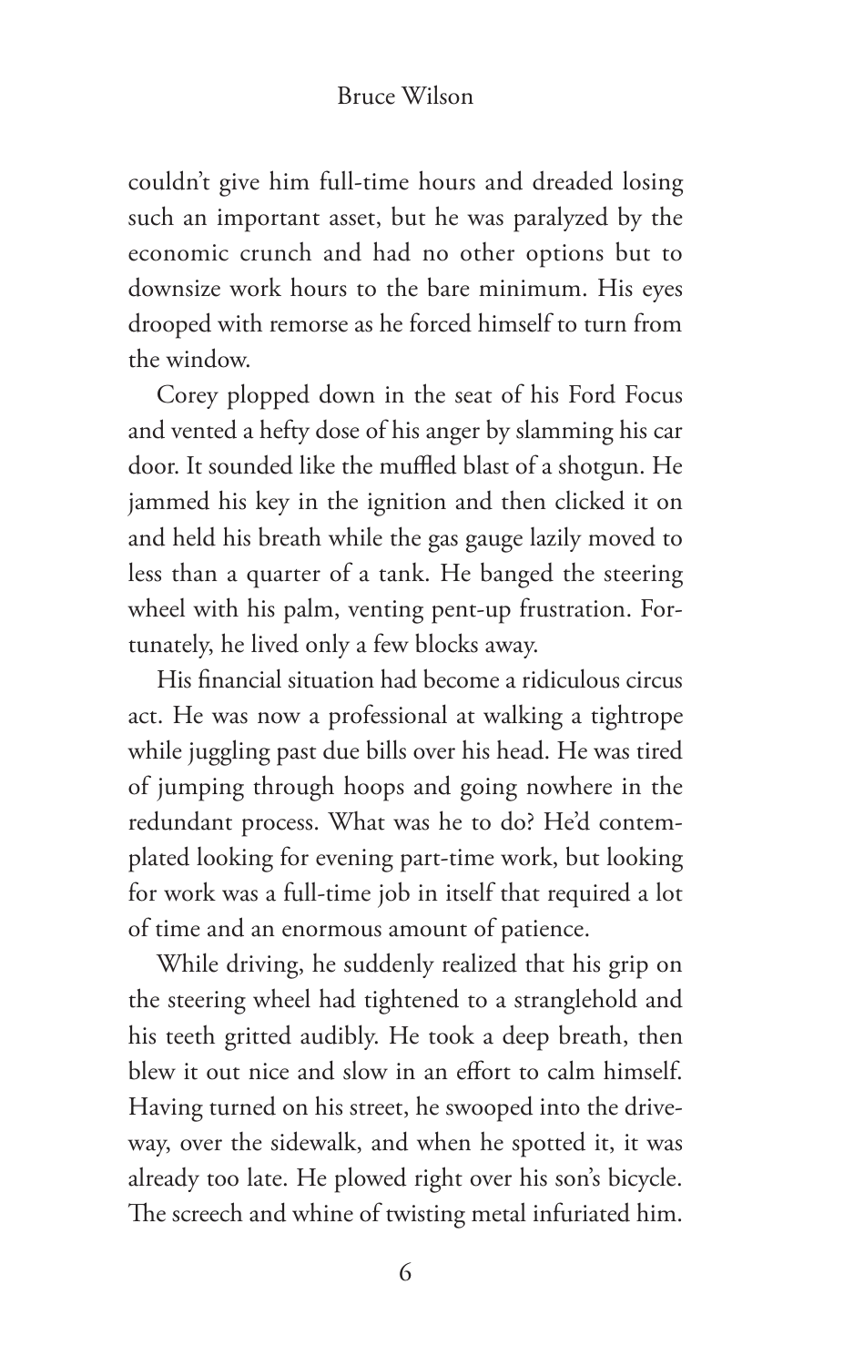couldn't give him full-time hours and dreaded losing such an important asset, but he was paralyzed by the economic crunch and had no other options but to downsize work hours to the bare minimum. His eyes drooped with remorse as he forced himself to turn from the window.

Corey plopped down in the seat of his Ford Focus and vented a hefty dose of his anger by slamming his car door. It sounded like the muffled blast of a shotgun. He jammed his key in the ignition and then clicked it on and held his breath while the gas gauge lazily moved to less than a quarter of a tank. He banged the steering wheel with his palm, venting pent-up frustration. Fortunately, he lived only a few blocks away.

His financial situation had become a ridiculous circus act. He was now a professional at walking a tightrope while juggling past due bills over his head. He was tired of jumping through hoops and going nowhere in the redundant process. What was he to do? He'd contemplated looking for evening part-time work, but looking for work was a full-time job in itself that required a lot of time and an enormous amount of patience.

While driving, he suddenly realized that his grip on the steering wheel had tightened to a stranglehold and his teeth gritted audibly. He took a deep breath, then blew it out nice and slow in an effort to calm himself. Having turned on his street, he swooped into the driveway, over the sidewalk, and when he spotted it, it was already too late. He plowed right over his son's bicycle. The screech and whine of twisting metal infuriated him.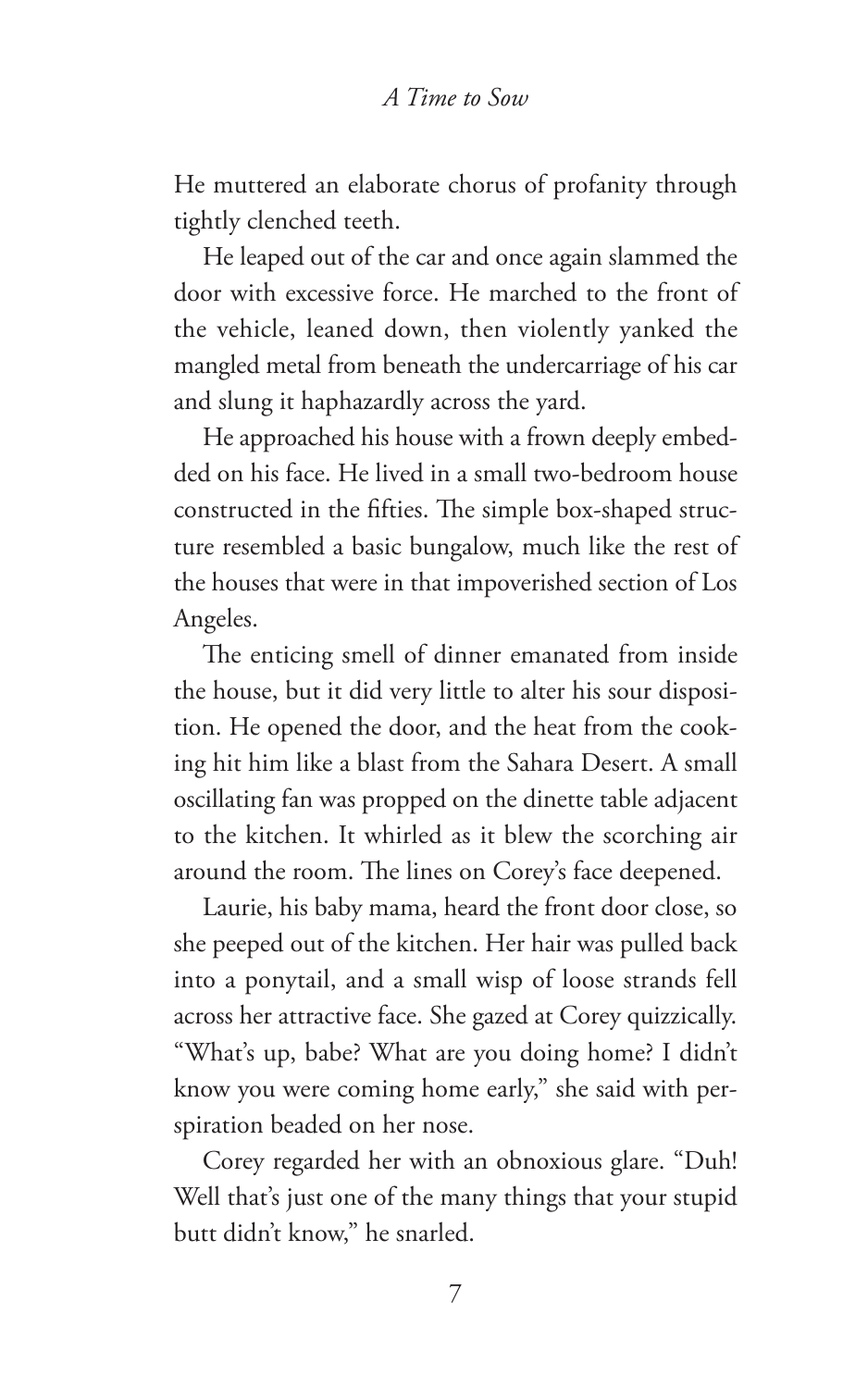He muttered an elaborate chorus of profanity through tightly clenched teeth.

He leaped out of the car and once again slammed the door with excessive force. He marched to the front of the vehicle, leaned down, then violently yanked the mangled metal from beneath the undercarriage of his car and slung it haphazardly across the yard.

He approached his house with a frown deeply embedded on his face. He lived in a small two-bedroom house constructed in the fifties. The simple box-shaped structure resembled a basic bungalow, much like the rest of the houses that were in that impoverished section of Los Angeles.

The enticing smell of dinner emanated from inside the house, but it did very little to alter his sour disposition. He opened the door, and the heat from the cooking hit him like a blast from the Sahara Desert. A small oscillating fan was propped on the dinette table adjacent to the kitchen. It whirled as it blew the scorching air around the room. The lines on Corey's face deepened.

Laurie, his baby mama, heard the front door close, so she peeped out of the kitchen. Her hair was pulled back into a ponytail, and a small wisp of loose strands fell across her attractive face. She gazed at Corey quizzically. "What's up, babe? What are you doing home? I didn't know you were coming home early," she said with perspiration beaded on her nose.

Corey regarded her with an obnoxious glare. "Duh! Well that's just one of the many things that your stupid butt didn't know," he snarled.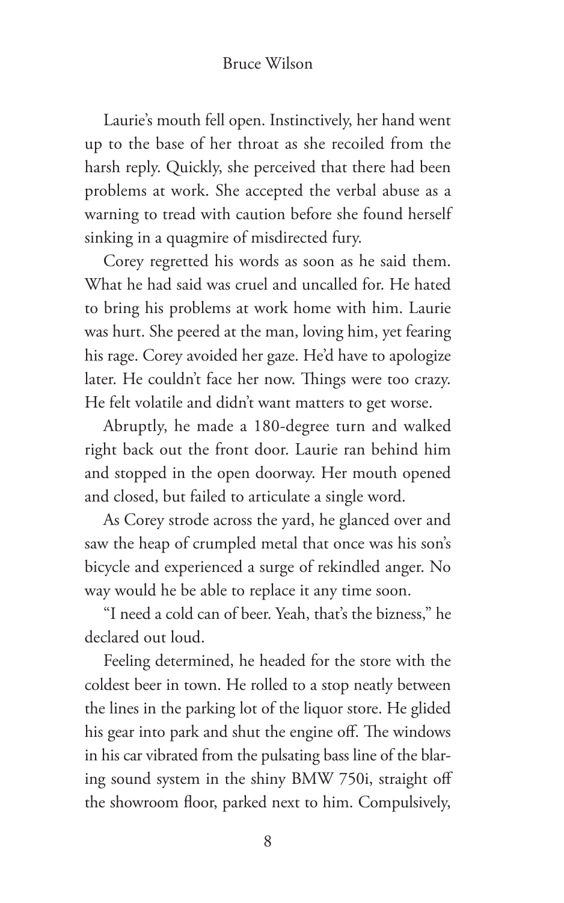Laurie's mouth fell open. Instinctively, her hand went up to the base of her throat as she recoiled from the harsh reply. Quickly, she perceived that there had been problems at work. She accepted the verbal abuse as a warning to tread with caution before she found herself sinking in a quagmire of misdirected fury.

Corey regretted his words as soon as he said them. What he had said was cruel and uncalled for. He hated to bring his problems at work home with him. Laurie was hurt. She peered at the man, loving him, yet fearing his rage. Corey avoided her gaze. He'd have to apologize later. He couldn't face her now. Things were too crazy. He felt volatile and didn't want matters to get worse.

Abruptly, he made a 180-degree turn and walked right back out the front door. Laurie ran behind him and stopped in the open doorway. Her mouth opened and closed, but failed to articulate a single word.

As Corey strode across the yard, he glanced over and saw the heap of crumpled metal that once was his son's bicycle and experienced a surge of rekindled anger. No way would he be able to replace it any time soon.

"I need a cold can of beer. Yeah, that's the bizness," he declared out loud.

Feeling determined, he headed for the store with the coldest beer in town. He rolled to a stop neatly between the lines in the parking lot of the liquor store. He glided his gear into park and shut the engine off. The windows in his car vibrated from the pulsating bass line of the blaring sound system in the shiny BMW 750i, straight off the showroom floor, parked next to him. Compulsively,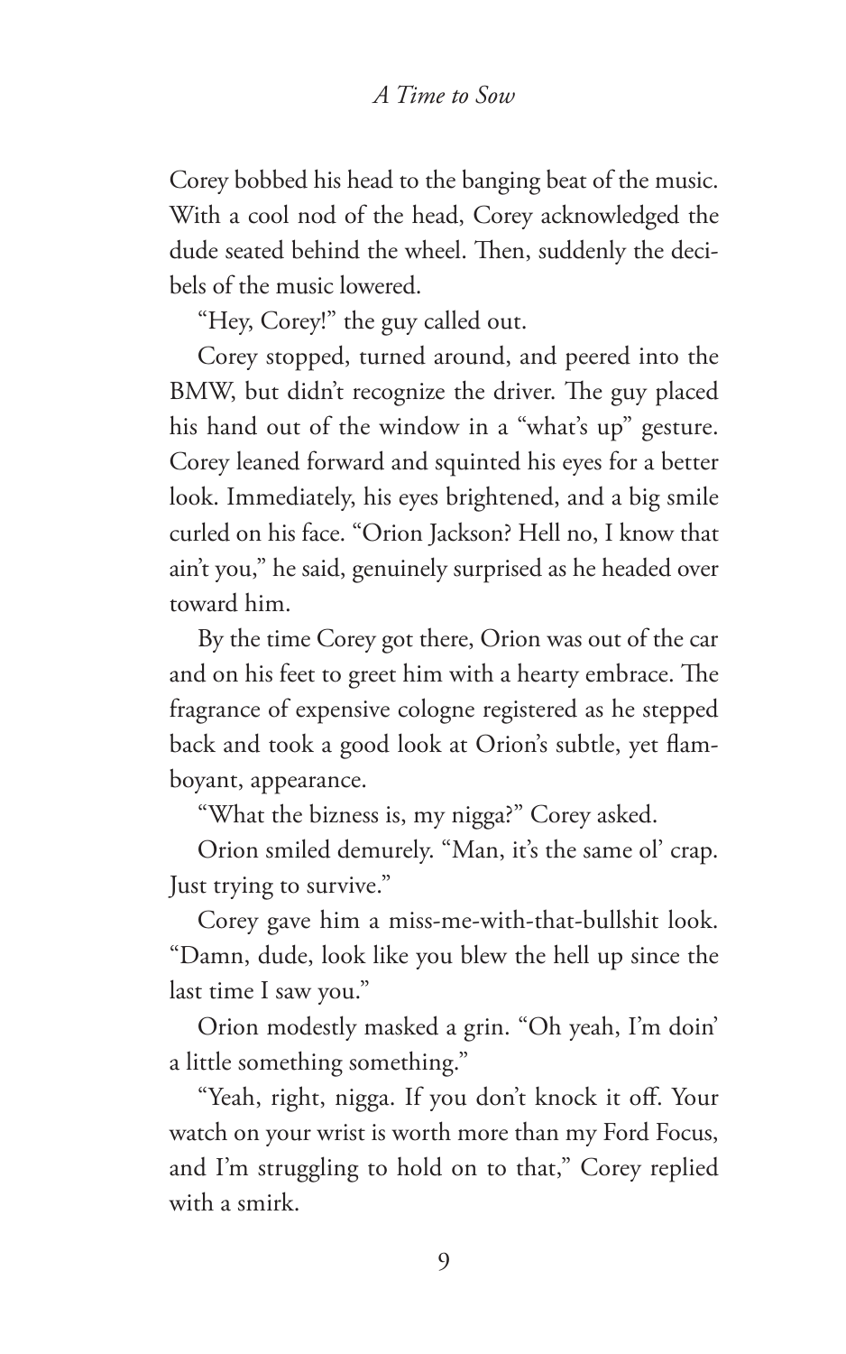Corey bobbed his head to the banging beat of the music. With a cool nod of the head, Corey acknowledged the dude seated behind the wheel. Then, suddenly the decibels of the music lowered.

"Hey, Corey!" the guy called out.

Corey stopped, turned around, and peered into the BMW, but didn't recognize the driver. The guy placed his hand out of the window in a "what's up" gesture. Corey leaned forward and squinted his eyes for a better look. Immediately, his eyes brightened, and a big smile curled on his face. "Orion Jackson? Hell no, I know that ain't you," he said, genuinely surprised as he headed over toward him.

By the time Corey got there, Orion was out of the car and on his feet to greet him with a hearty embrace. The fragrance of expensive cologne registered as he stepped back and took a good look at Orion's subtle, yet flamboyant, appearance.

"What the bizness is, my nigga?" Corey asked.

Orion smiled demurely. "Man, it's the same ol' crap. Just trying to survive."

Corey gave him a miss-me-with-that-bullshit look. "Damn, dude, look like you blew the hell up since the last time I saw you."

Orion modestly masked a grin. "Oh yeah, I'm doin' a little something something."

"Yeah, right, nigga. If you don't knock it off. Your watch on your wrist is worth more than my Ford Focus, and I'm struggling to hold on to that," Corey replied with a smirk.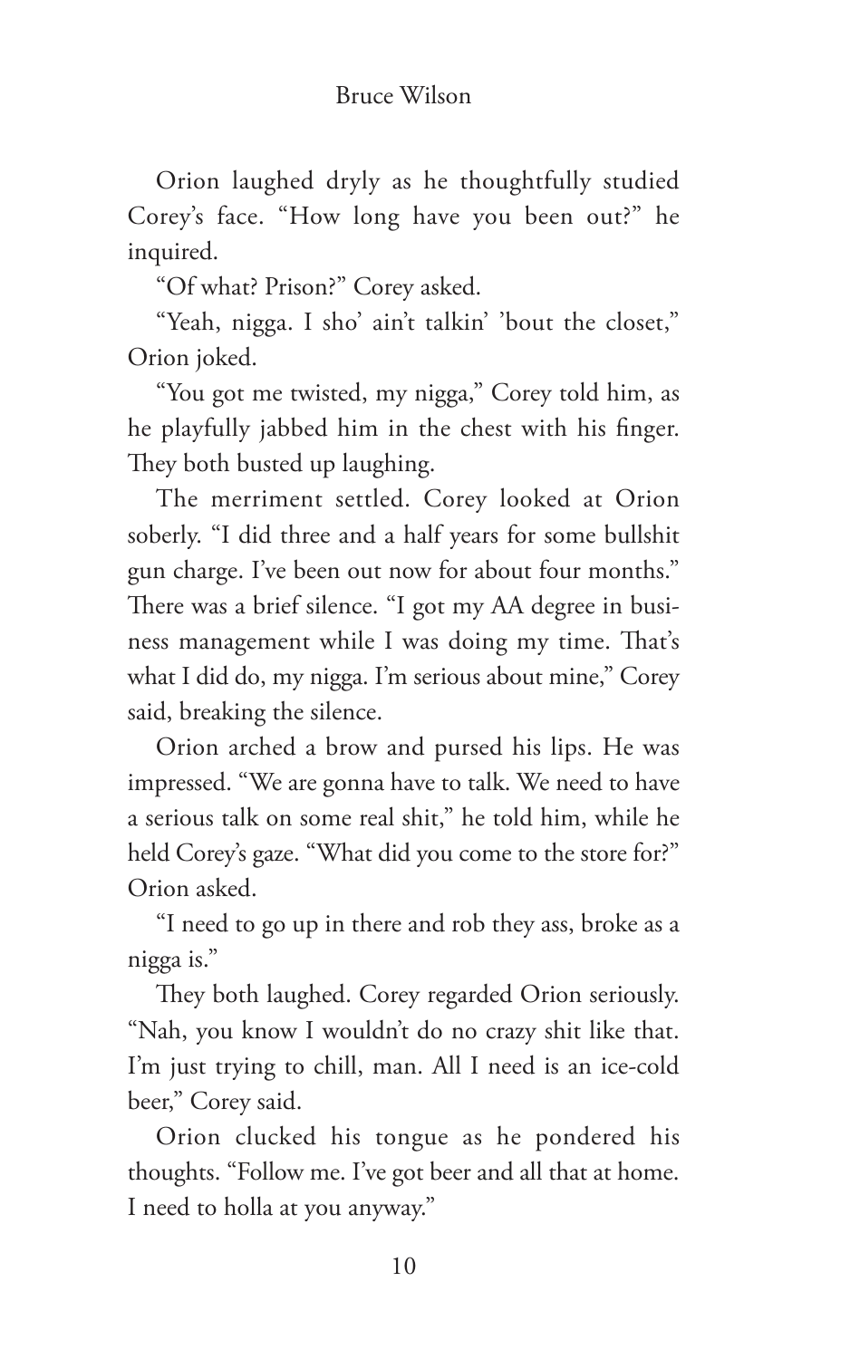Orion laughed dryly as he thoughtfully studied Corey's face. "How long have you been out?" he inquired.

"Of what? Prison?" Corey asked.

"Yeah, nigga. I sho' ain't talkin' 'bout the closet," Orion joked.

"You got me twisted, my nigga," Corey told him, as he playfully jabbed him in the chest with his finger. They both busted up laughing.

The merriment settled. Corey looked at Orion soberly. "I did three and a half years for some bullshit gun charge. I've been out now for about four months." There was a brief silence. "I got my AA degree in business management while I was doing my time. That's what I did do, my nigga. I'm serious about mine," Corey said, breaking the silence.

Orion arched a brow and pursed his lips. He was impressed. "We are gonna have to talk. We need to have a serious talk on some real shit," he told him, while he held Corey's gaze. "What did you come to the store for?" Orion asked.

"I need to go up in there and rob they ass, broke as a nigga is."

They both laughed. Corey regarded Orion seriously. "Nah, you know I wouldn't do no crazy shit like that. I'm just trying to chill, man. All I need is an ice-cold beer," Corey said.

Orion clucked his tongue as he pondered his thoughts. "Follow me. I've got beer and all that at home. I need to holla at you anyway."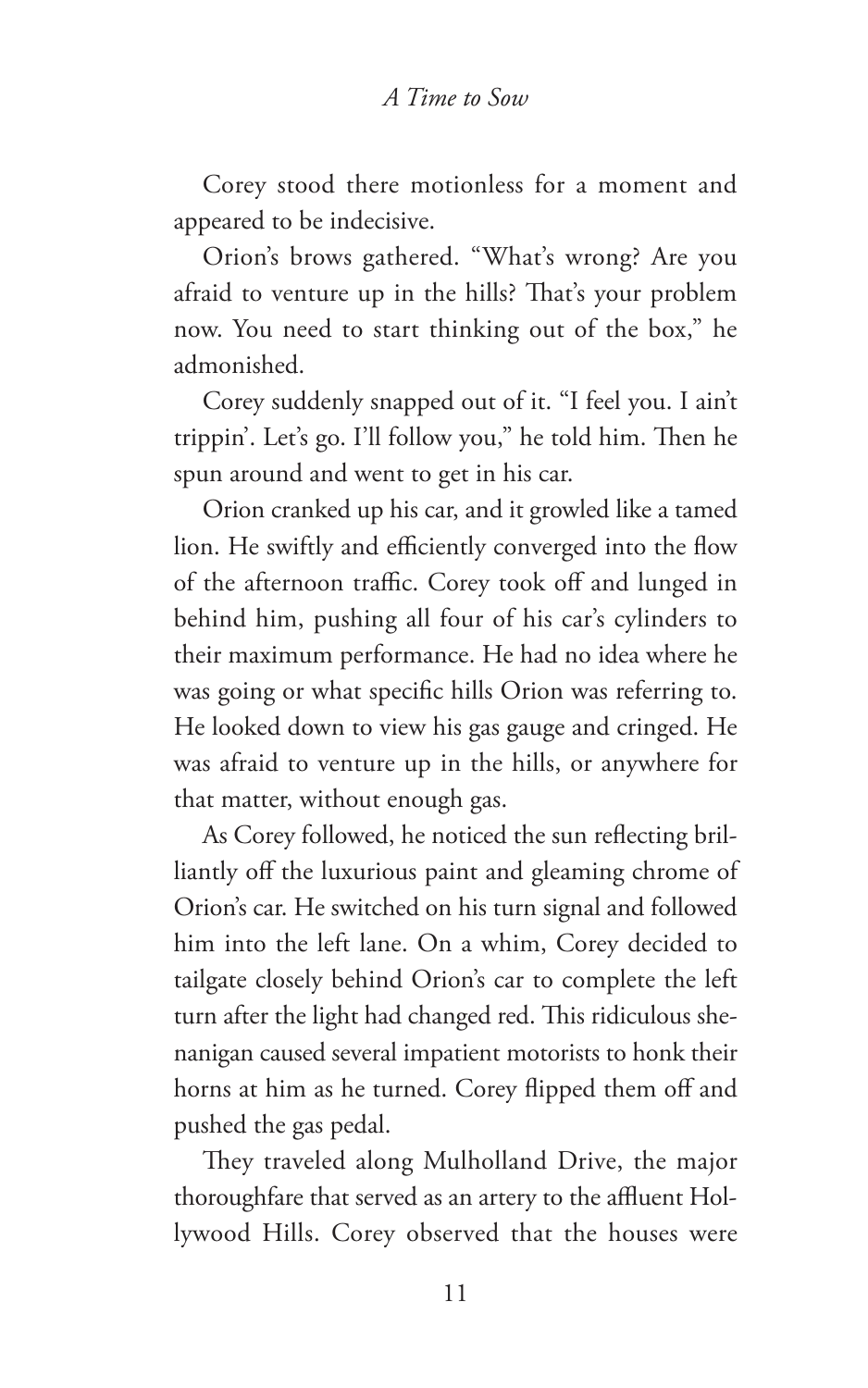Corey stood there motionless for a moment and appeared to be indecisive.

Orion's brows gathered. "What's wrong? Are you afraid to venture up in the hills? That's your problem now. You need to start thinking out of the box," he admonished.

Corey suddenly snapped out of it. "I feel you. I ain't trippin'. Let's go. I'll follow you," he told him. Then he spun around and went to get in his car.

Orion cranked up his car, and it growled like a tamed lion. He swiftly and efficiently converged into the flow of the afternoon traffic. Corey took off and lunged in behind him, pushing all four of his car's cylinders to their maximum performance. He had no idea where he was going or what specific hills Orion was referring to. He looked down to view his gas gauge and cringed. He was afraid to venture up in the hills, or anywhere for that matter, without enough gas.

As Corey followed, he noticed the sun reflecting brilliantly off the luxurious paint and gleaming chrome of Orion's car. He switched on his turn signal and followed him into the left lane. On a whim, Corey decided to tailgate closely behind Orion's car to complete the left turn after the light had changed red. This ridiculous shenanigan caused several impatient motorists to honk their horns at him as he turned. Corey flipped them off and pushed the gas pedal.

They traveled along Mulholland Drive, the major thoroughfare that served as an artery to the affluent Hollywood Hills. Corey observed that the houses were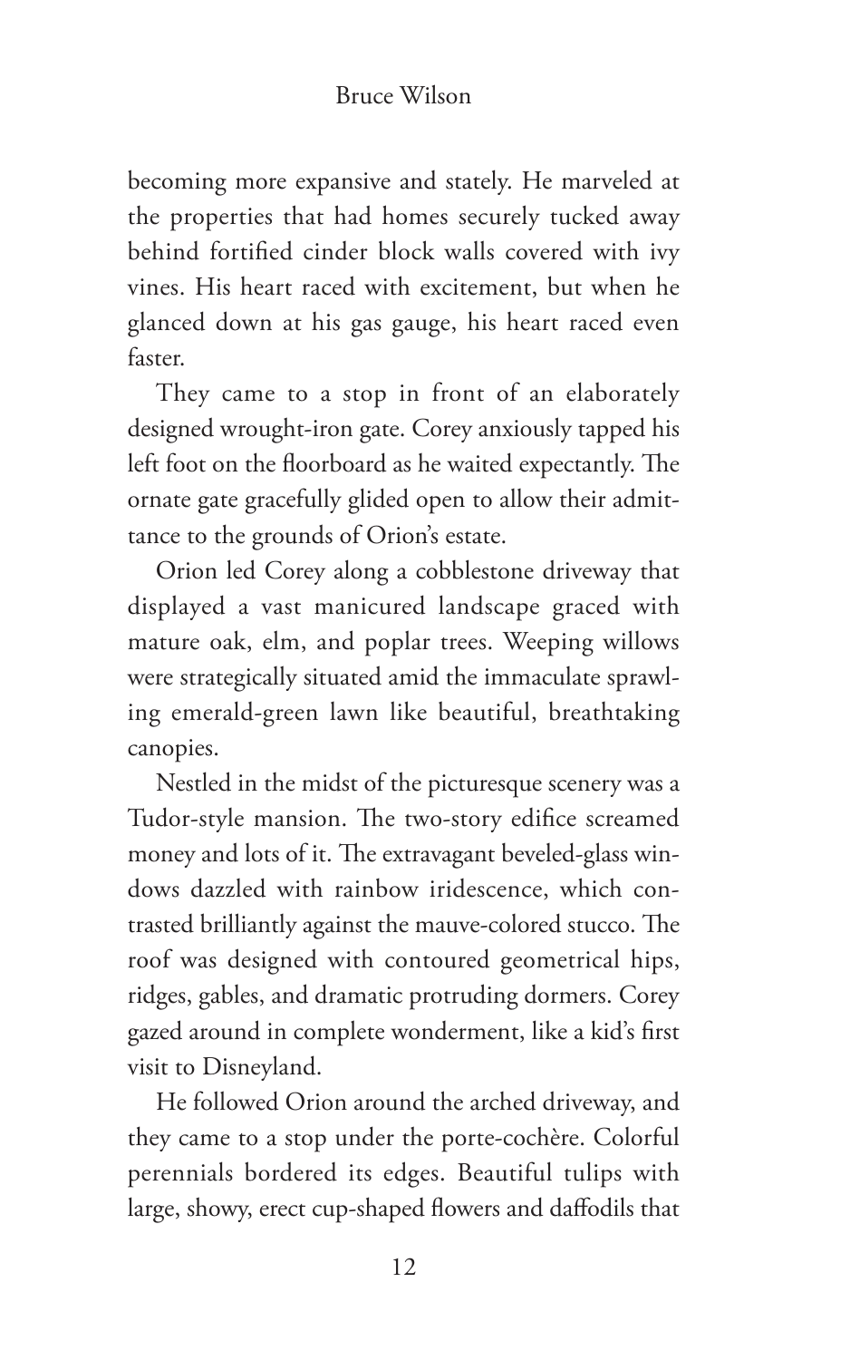becoming more expansive and stately. He marveled at the properties that had homes securely tucked away behind fortified cinder block walls covered with ivy vines. His heart raced with excitement, but when he glanced down at his gas gauge, his heart raced even faster.

They came to a stop in front of an elaborately designed wrought-iron gate. Corey anxiously tapped his left foot on the floorboard as he waited expectantly. The ornate gate gracefully glided open to allow their admittance to the grounds of Orion's estate.

Orion led Corey along a cobblestone driveway that displayed a vast manicured landscape graced with mature oak, elm, and poplar trees. Weeping willows were strategically situated amid the immaculate sprawling emerald-green lawn like beautiful, breathtaking canopies.

Nestled in the midst of the picturesque scenery was a Tudor-style mansion. The two-story edifice screamed money and lots of it. The extravagant beveled-glass windows dazzled with rainbow iridescence, which contrasted brilliantly against the mauve-colored stucco. The roof was designed with contoured geometrical hips, ridges, gables, and dramatic protruding dormers. Corey gazed around in complete wonderment, like a kid's first visit to Disneyland.

He followed Orion around the arched driveway, and they came to a stop under the porte-cochère. Colorful perennials bordered its edges. Beautiful tulips with large, showy, erect cup-shaped flowers and daffodils that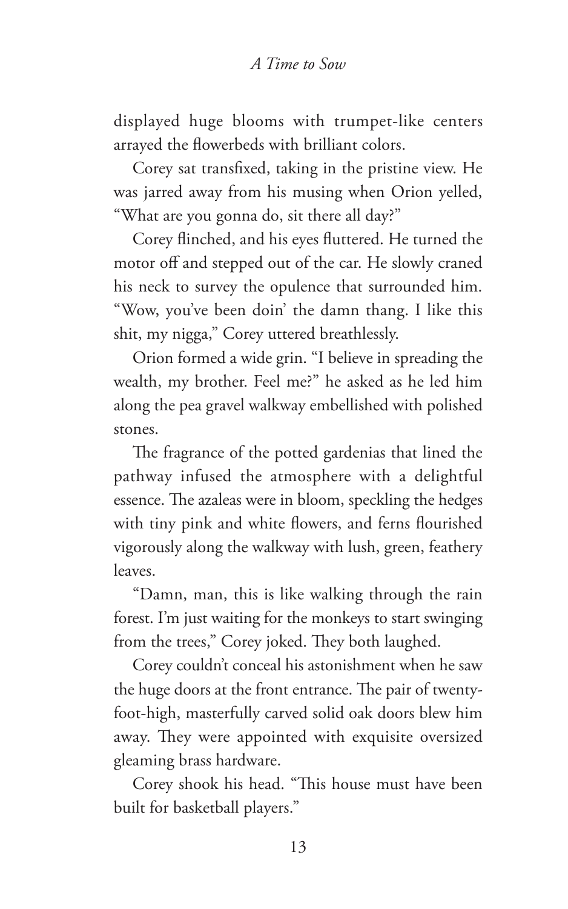displayed huge blooms with trumpet-like centers arrayed the flowerbeds with brilliant colors.

Corey sat transfixed, taking in the pristine view. He was jarred away from his musing when Orion yelled, "What are you gonna do, sit there all day?"

Corey flinched, and his eyes fluttered. He turned the motor off and stepped out of the car. He slowly craned his neck to survey the opulence that surrounded him. "Wow, you've been doin' the damn thang. I like this shit, my nigga," Corey uttered breathlessly.

Orion formed a wide grin. "I believe in spreading the wealth, my brother. Feel me?" he asked as he led him along the pea gravel walkway embellished with polished stones.

The fragrance of the potted gardenias that lined the pathway infused the atmosphere with a delightful essence. The azaleas were in bloom, speckling the hedges with tiny pink and white flowers, and ferns flourished vigorously along the walkway with lush, green, feathery leaves.

"Damn, man, this is like walking through the rain forest. I'm just waiting for the monkeys to start swinging from the trees," Corey joked. They both laughed.

Corey couldn't conceal his astonishment when he saw the huge doors at the front entrance. The pair of twenty-foot-high, masterfully carved solid oak doors blew him away. They were appointed with exquisite oversized gleaming brass hardware.

Corey shook his head. "This house must have been built for basketball players."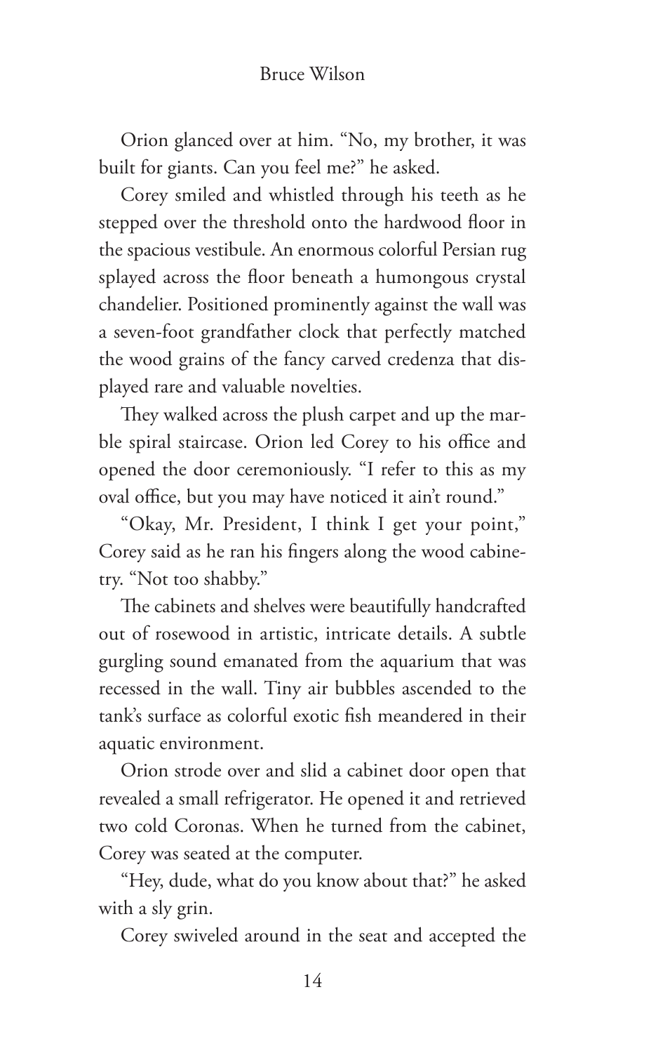Orion glanced over at him. "No, my brother, it was built for giants. Can you feel me?" he asked.

Corey smiled and whistled through his teeth as he stepped over the threshold onto the hardwood floor in the spacious vestibule. An enormous colorful Persian rug splayed across the floor beneath a humongous crystal chandelier. Positioned prominently against the wall was a seven-foot grandfather clock that perfectly matched the wood grains of the fancy carved credenza that displayed rare and valuable novelties.

They walked across the plush carpet and up the marble spiral staircase. Orion led Corey to his office and opened the door ceremoniously. "I refer to this as my oval office, but you may have noticed it ain't round."

"Okay, Mr. President, I think I get your point," Corey said as he ran his fingers along the wood cabinetry. "Not too shabby."

The cabinets and shelves were beautifully handcrafted out of rosewood in artistic, intricate details. A subtle gurgling sound emanated from the aquarium that was recessed in the wall. Tiny air bubbles ascended to the tank's surface as colorful exotic fish meandered in their aquatic environment.

Orion strode over and slid a cabinet door open that revealed a small refrigerator. He opened it and retrieved two cold Coronas. When he turned from the cabinet, Corey was seated at the computer.

"Hey, dude, what do you know about that?" he asked with a sly grin.

Corey swiveled around in the seat and accepted the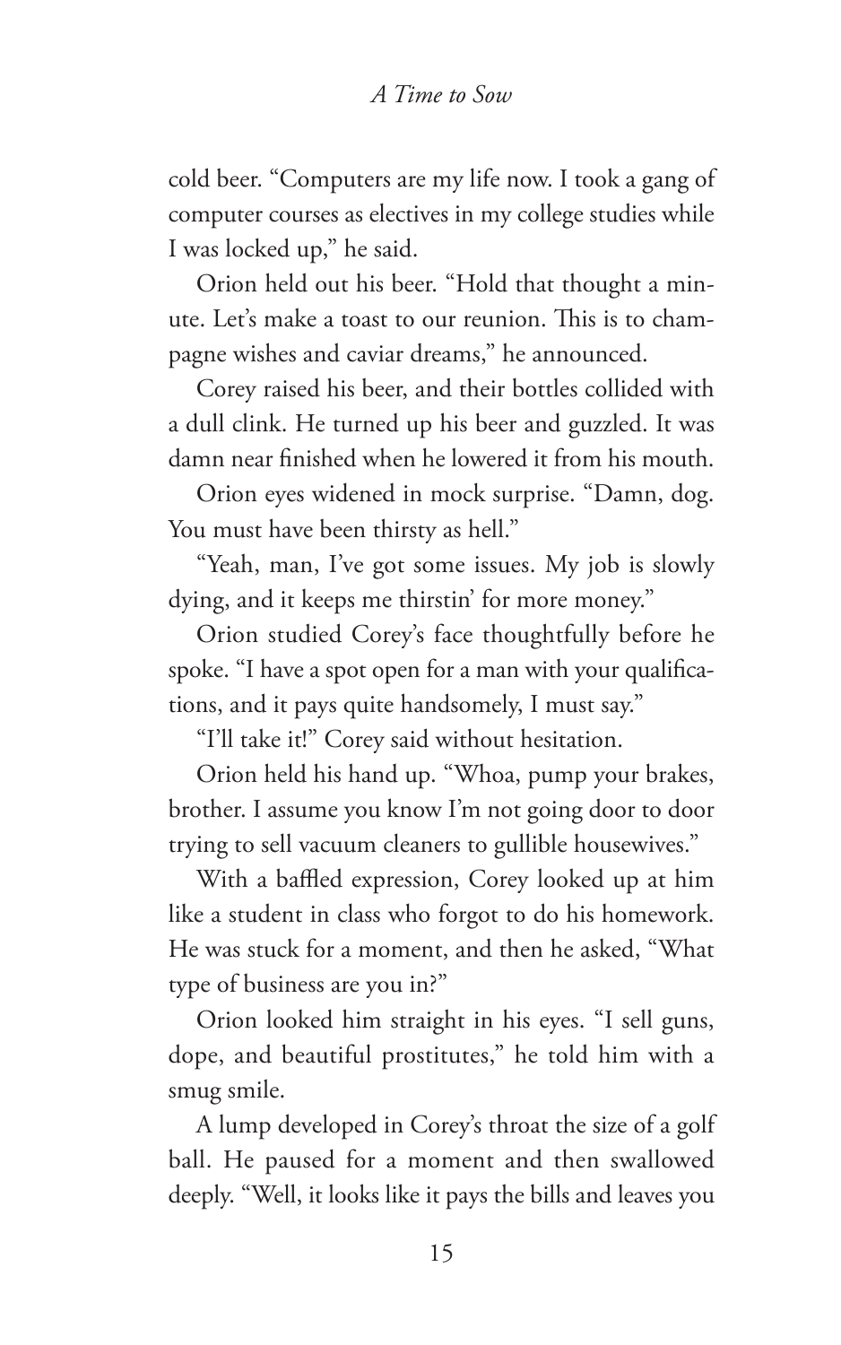cold beer. "Computers are my life now. I took a gang of computer courses as electives in my college studies while I was locked up," he said.

Orion held out his beer. "Hold that thought a minute. Let's make a toast to our reunion. This is to champagne wishes and caviar dreams," he announced.

Corey raised his beer, and their bottles collided with a dull clink. He turned up his beer and guzzled. It was damn near finished when he lowered it from his mouth.

Orion eyes widened in mock surprise. "Damn, dog. You must have been thirsty as hell."

"Yeah, man, I've got some issues. My job is slowly dying, and it keeps me thirstin' for more money."

Orion studied Corey's face thoughtfully before he spoke. "I have a spot open for a man with your qualifications, and it pays quite handsomely, I must say."

"I'll take it!" Corey said without hesitation.

Orion held his hand up. "Whoa, pump your brakes, brother. I assume you know I'm not going door to door trying to sell vacuum cleaners to gullible housewives."

With a baffled expression, Corey looked up at him like a student in class who forgot to do his homework. He was stuck for a moment, and then he asked, "What type of business are you in?"

Orion looked him straight in his eyes. "I sell guns, dope, and beautiful prostitutes," he told him with a smug smile.

A lump developed in Corey's throat the size of a golf ball. He paused for a moment and then swallowed deeply. "Well, it looks like it pays the bills and leaves you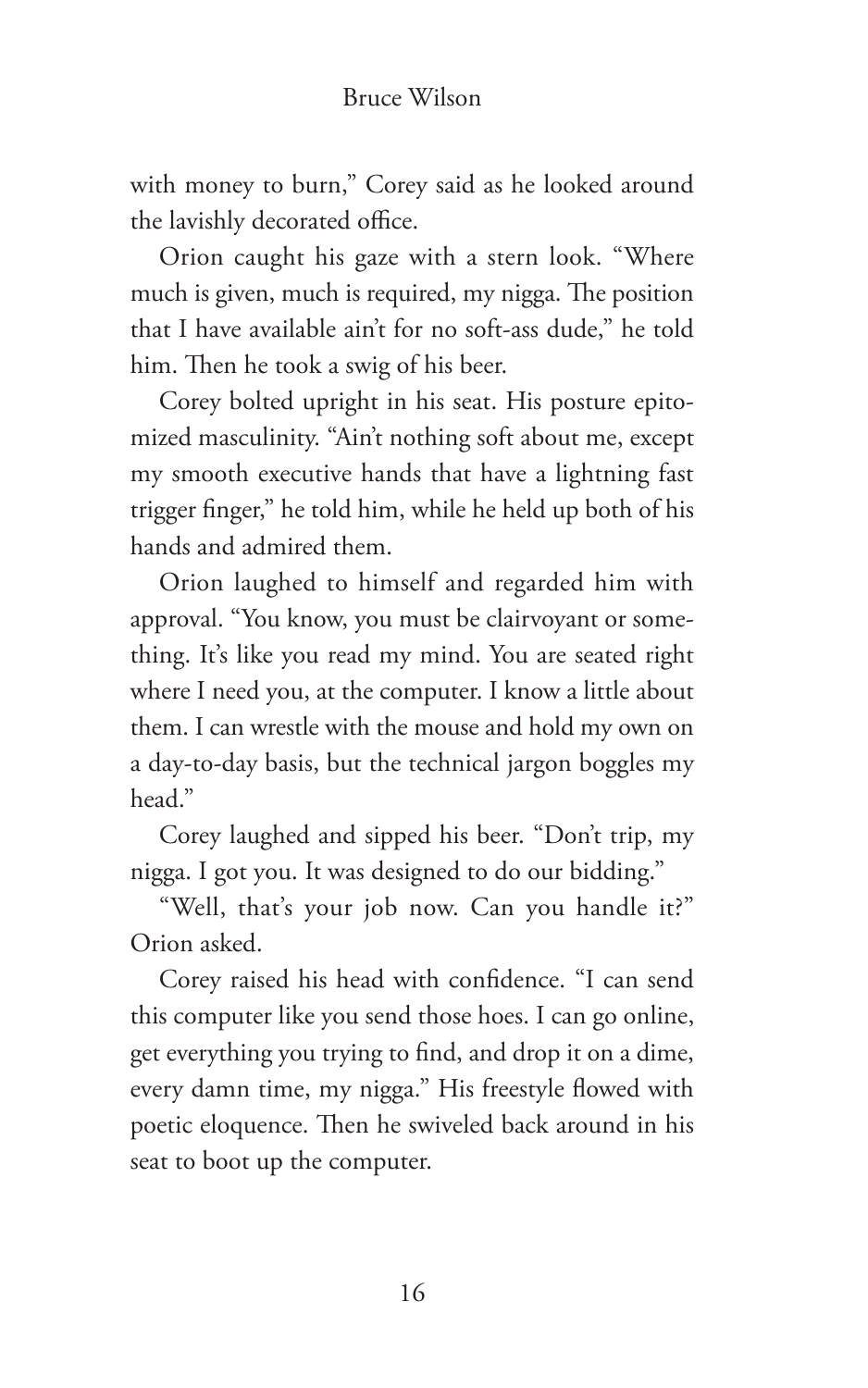with money to burn," Corey said as he looked around the lavishly decorated office.

Orion caught his gaze with a stern look. "Where much is given, much is required, my nigga. The position that I have available ain't for no soft-ass dude," he told him. Then he took a swig of his beer.

Corey bolted upright in his seat. His posture epitomized masculinity. "Ain't nothing soft about me, except my smooth executive hands that have a lightning fast trigger finger," he told him, while he held up both of his hands and admired them.

Orion laughed to himself and regarded him with approval. "You know, you must be clairvoyant or something. It's like you read my mind. You are seated right where I need you, at the computer. I know a little about them. I can wrestle with the mouse and hold my own on a day-to-day basis, but the technical jargon boggles my head."

Corey laughed and sipped his beer. "Don't trip, my nigga. I got you. It was designed to do our bidding."

"Well, that's your job now. Can you handle it?" Orion asked.

Corey raised his head with confidence. "I can send this computer like you send those hoes. I can go online, get everything you trying to find, and drop it on a dime, every damn time, my nigga." His freestyle flowed with poetic eloquence. Then he swiveled back around in his seat to boot up the computer.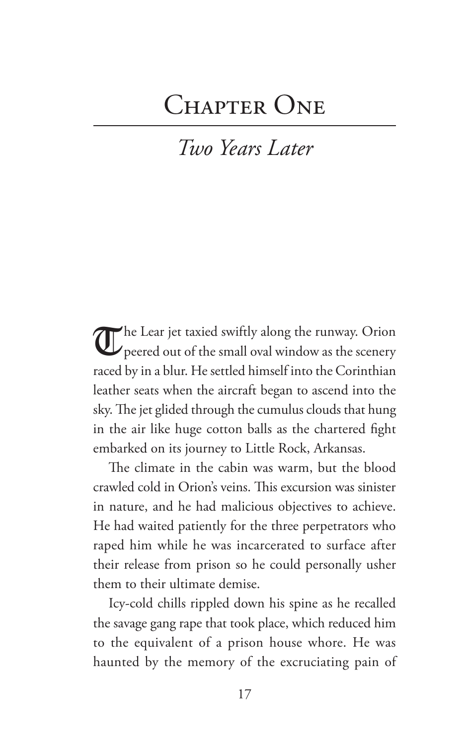# Chapter One

## *Two Years Later*

The Lear jet taxied swiftly along the runway. Orion peered out of the small oval window as the scenery raced by in a blur. He settled himself into the Corinthian leather seats when the aircraft began to ascend into the sky. The jet glided through the cumulus clouds that hung in the air like huge cotton balls as the chartered fight embarked on its journey to Little Rock, Arkansas.

The climate in the cabin was warm, but the blood crawled cold in Orion's veins. This excursion was sinister in nature, and he had malicious objectives to achieve. He had waited patiently for the three perpetrators who raped him while he was incarcerated to surface after their release from prison so he could personally usher them to their ultimate demise.

Icy-cold chills rippled down his spine as he recalled the savage gang rape that took place, which reduced him to the equivalent of a prison house whore. He was haunted by the memory of the excruciating pain of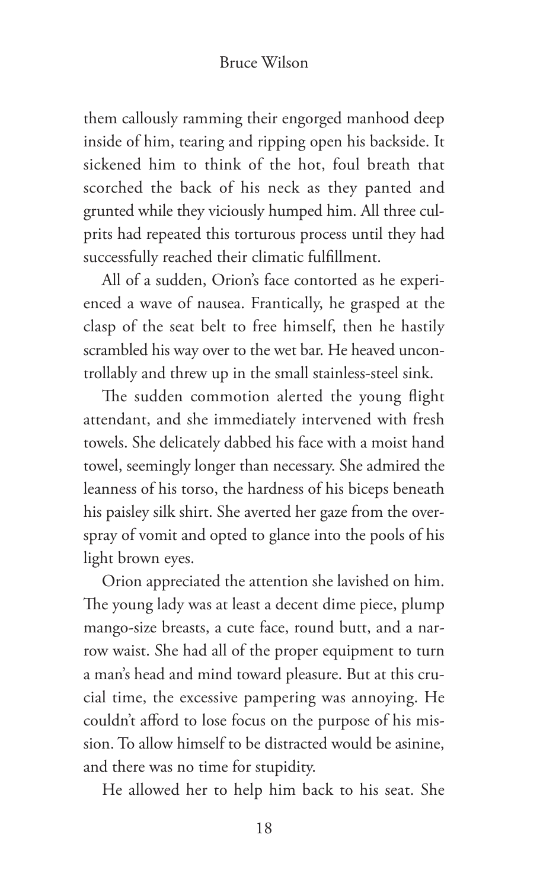them callously ramming their engorged manhood deep inside of him, tearing and ripping open his backside. It sickened him to think of the hot, foul breath that scorched the back of his neck as they panted and grunted while they viciously humped him. All three culprits had repeated this torturous process until they had successfully reached their climatic fulfillment.

All of a sudden, Orion's face contorted as he experienced a wave of nausea. Frantically, he grasped at the clasp of the seat belt to free himself, then he hastily scrambled his way over to the wet bar. He heaved uncontrollably and threw up in the small stainless-steel sink.

The sudden commotion alerted the young flight attendant, and she immediately intervened with fresh towels. She delicately dabbed his face with a moist hand towel, seemingly longer than necessary. She admired the leanness of his torso, the hardness of his biceps beneath his paisley silk shirt. She averted her gaze from the overspray of vomit and opted to glance into the pools of his light brown eyes.

Orion appreciated the attention she lavished on him. The young lady was at least a decent dime piece, plump mango-size breasts, a cute face, round butt, and a narrow waist. She had all of the proper equipment to turn a man's head and mind toward pleasure. But at this crucial time, the excessive pampering was annoying. He couldn't afford to lose focus on the purpose of his mission. To allow himself to be distracted would be asinine, and there was no time for stupidity.

He allowed her to help him back to his seat. She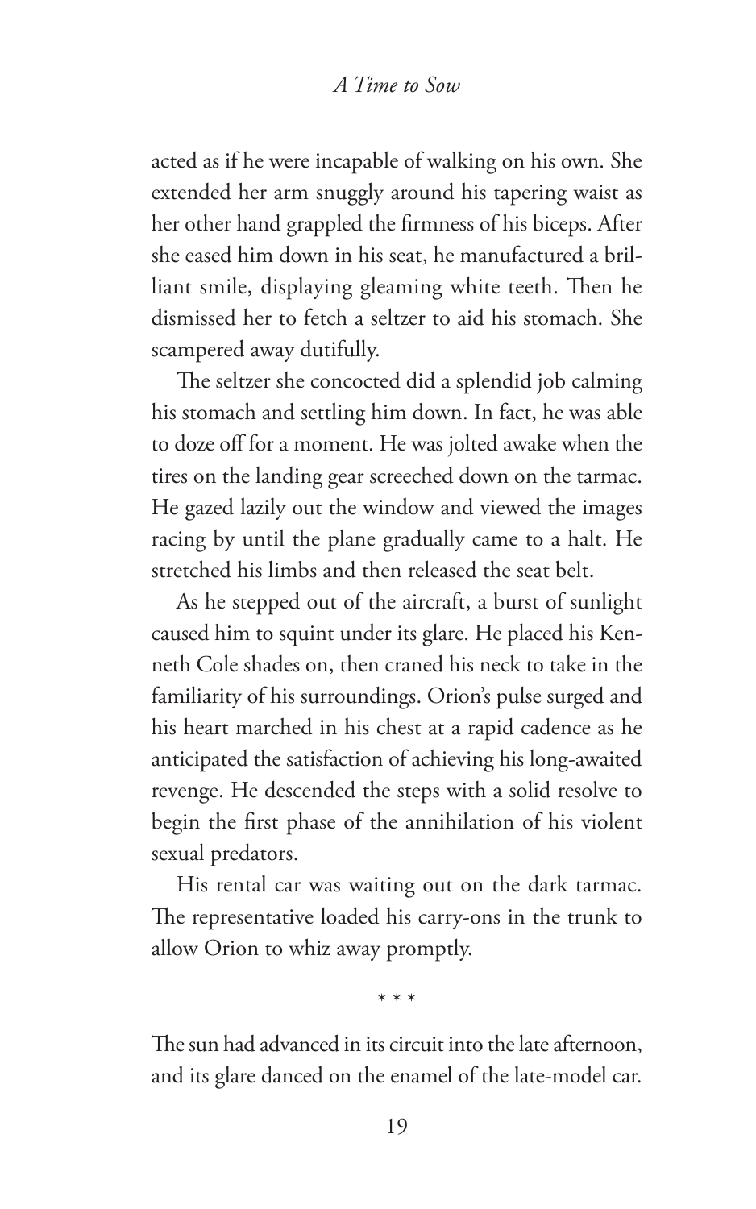acted as if he were incapable of walking on his own. She extended her arm snuggly around his tapering waist as her other hand grappled the firmness of his biceps. After she eased him down in his seat, he manufactured a brilliant smile, displaying gleaming white teeth. Then he dismissed her to fetch a seltzer to aid his stomach. She scampered away dutifully.

The seltzer she concocted did a splendid job calming his stomach and settling him down. In fact, he was able to doze off for a moment. He was jolted awake when the tires on the landing gear screeched down on the tarmac. He gazed lazily out the window and viewed the images racing by until the plane gradually came to a halt. He stretched his limbs and then released the seat belt.

As he stepped out of the aircraft, a burst of sunlight caused him to squint under its glare. He placed his Kenneth Cole shades on, then craned his neck to take in the familiarity of his surroundings. Orion's pulse surged and his heart marched in his chest at a rapid cadence as he anticipated the satisfaction of achieving his long-awaited revenge. He descended the steps with a solid resolve to begin the first phase of the annihilation of his violent sexual predators.

His rental car was waiting out on the dark tarmac. The representative loaded his carry-ons in the trunk to allow Orion to whiz away promptly.

\* \* \*

The sun had advanced in its circuit into the late afternoon, and its glare danced on the enamel of the late-model car.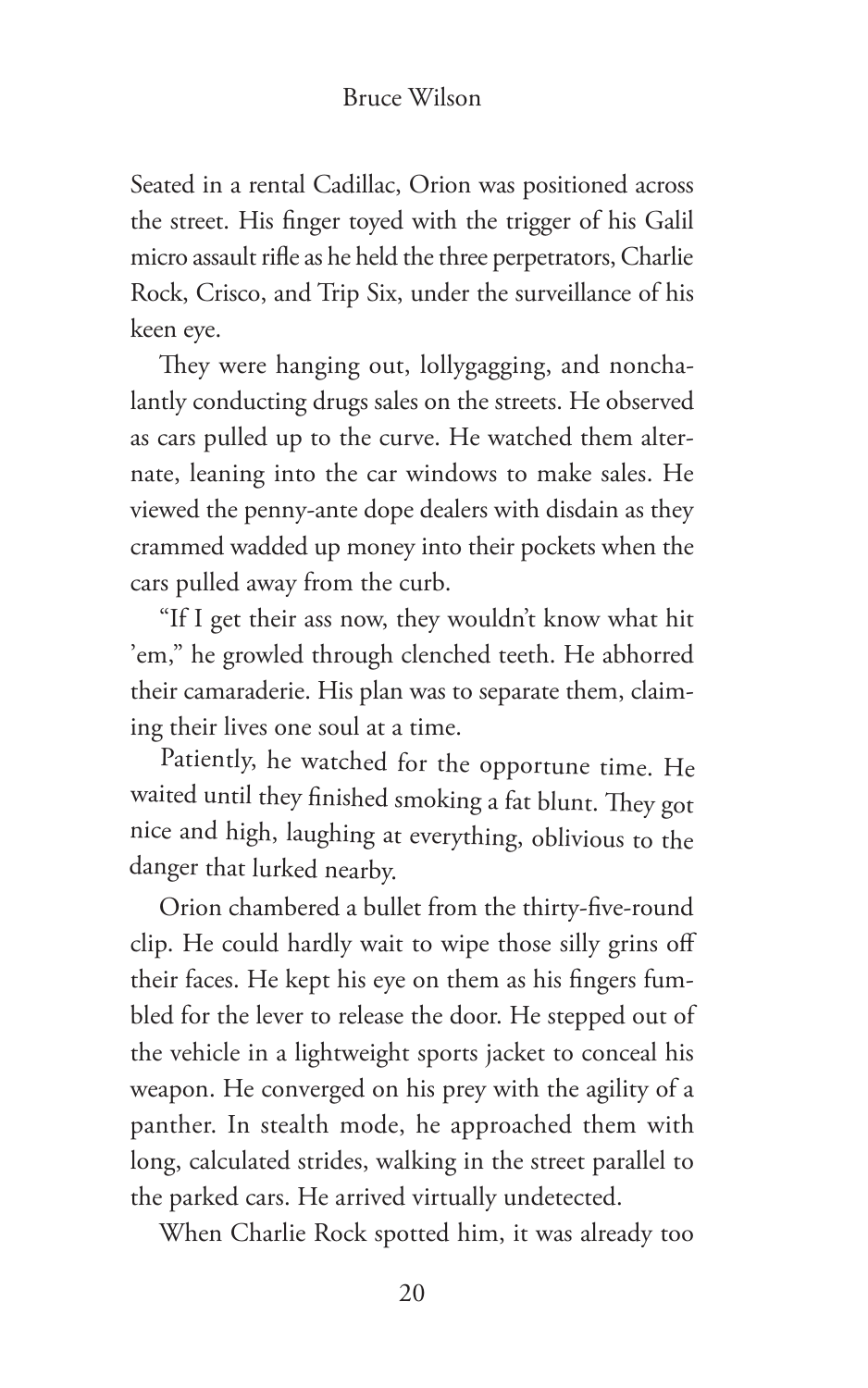Seated in a rental Cadillac, Orion was positioned across the street. His finger toyed with the trigger of his Galil micro assault rifle as he held the three perpetrators, Charlie Rock, Crisco, and Trip Six, under the surveillance of his keen eye.

They were hanging out, lollygagging, and nonchalantly conducting drugs sales on the streets. He observed as cars pulled up to the curve. He watched them alternate, leaning into the car windows to make sales. He viewed the penny-ante dope dealers with disdain as they crammed wadded up money into their pockets when the cars pulled away from the curb.

"If I get their ass now, they wouldn't know what hit 'em," he growled through clenched teeth. He abhorred their camaraderie. His plan was to separate them, claiming their lives one soul at a time.

Patiently, he watched for the opportune time. He waited until they finished smoking a fat blunt. They got nice and high, laughing at everything, oblivious to the danger that lurked nearby.

Orion chambered a bullet from the thirty-five-round clip. He could hardly wait to wipe those silly grins off their faces. He kept his eye on them as his fingers fumbled for the lever to release the door. He stepped out of the vehicle in a lightweight sports jacket to conceal his weapon. He converged on his prey with the agility of a panther. In stealth mode, he approached them with long, calculated strides, walking in the street parallel to the parked cars. He arrived virtually undetected.

When Charlie Rock spotted him, it was already too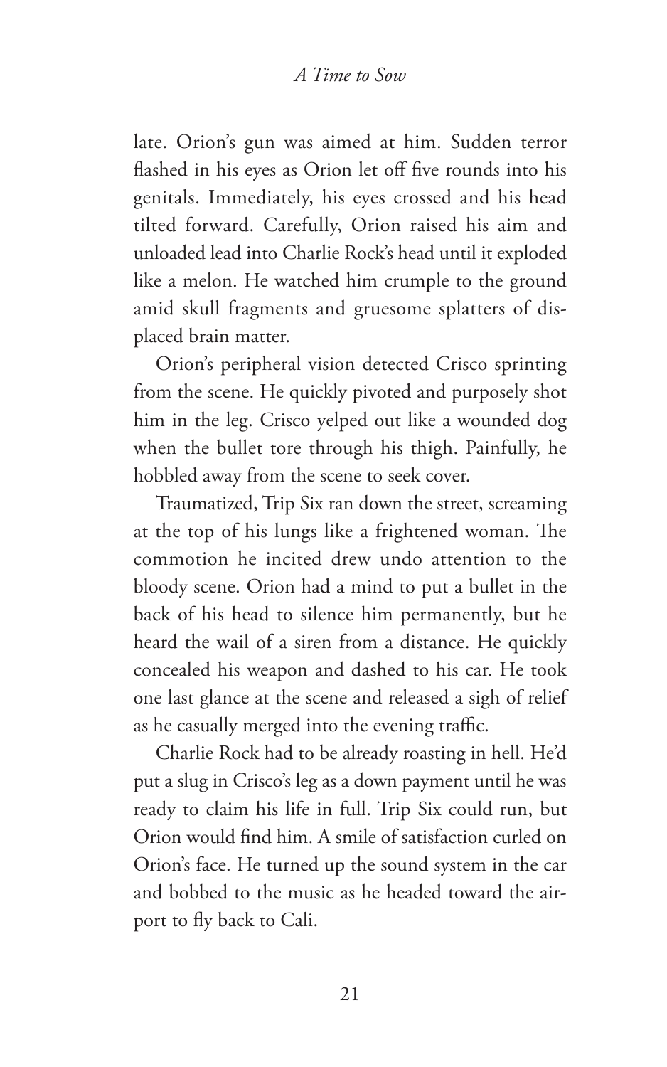late. Orion's gun was aimed at him. Sudden terror flashed in his eyes as Orion let off five rounds into his genitals. Immediately, his eyes crossed and his head tilted forward. Carefully, Orion raised his aim and unloaded lead into Charlie Rock's head until it exploded like a melon. He watched him crumple to the ground amid skull fragments and gruesome splatters of displaced brain matter.

Orion's peripheral vision detected Crisco sprinting from the scene. He quickly pivoted and purposely shot him in the leg. Crisco yelped out like a wounded dog when the bullet tore through his thigh. Painfully, he hobbled away from the scene to seek cover.

Traumatized, Trip Six ran down the street, screaming at the top of his lungs like a frightened woman. The commotion he incited drew undo attention to the bloody scene. Orion had a mind to put a bullet in the back of his head to silence him permanently, but he heard the wail of a siren from a distance. He quickly concealed his weapon and dashed to his car. He took one last glance at the scene and released a sigh of relief as he casually merged into the evening traffic.

Charlie Rock had to be already roasting in hell. He'd put a slug in Crisco's leg as a down payment until he was ready to claim his life in full. Trip Six could run, but Orion would find him. A smile of satisfaction curled on Orion's face. He turned up the sound system in the car and bobbed to the music as he headed toward the airport to fly back to Cali.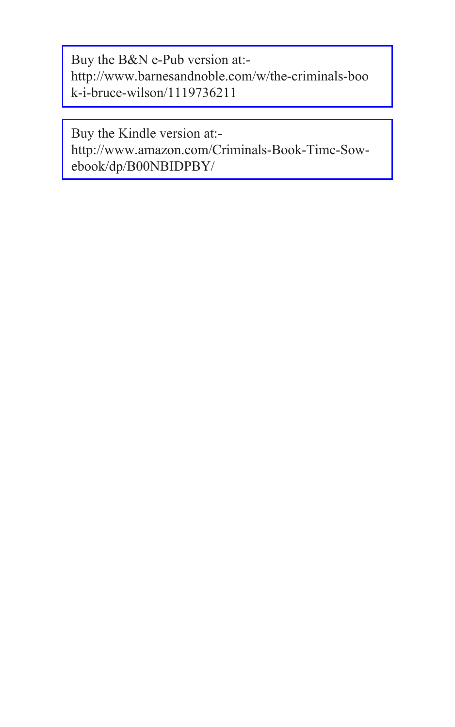Buy the B&N e-Pub version at:-
http://www.barnesandnoble.com/w/the-criminals-book-i-bruce-wilson/1119736211

Buy the Kindle version at:-
http://www.amazon.com/Criminals-Book-Time-Sow-ebook/dp/B00NBIDPBY/